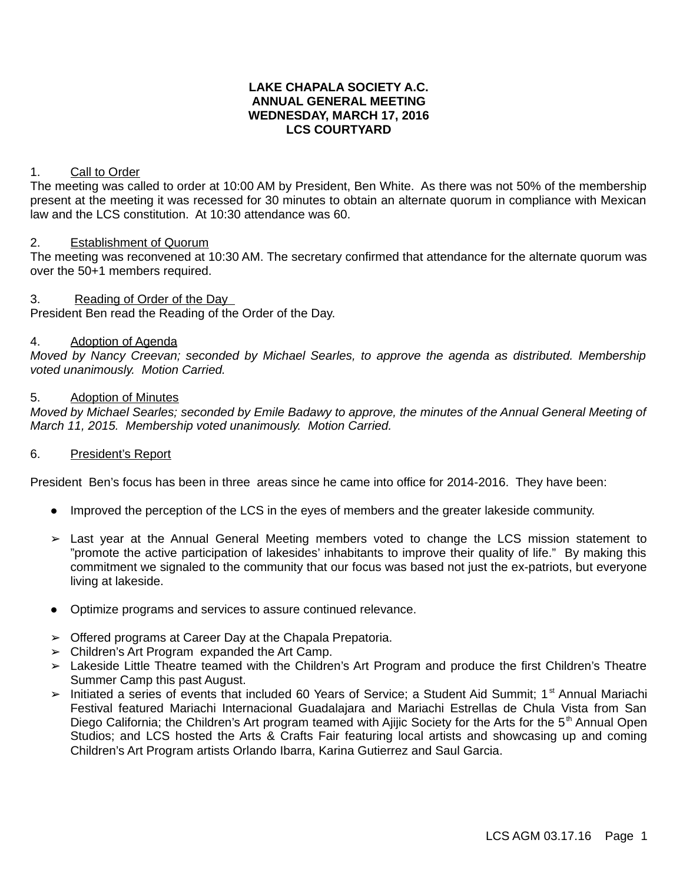**LAKE CHAPALA SOCIETY A.C.**
**ANNUAL GENERAL MEETING**
**WEDNESDAY, MARCH 17, 2016**
**LCS COURTYARD**

1. Call to Order

The meeting was called to order at 10:00 AM by President, Ben White. As there was not 50% of the membership present at the meeting it was recessed for 30 minutes to obtain an alternate quorum in compliance with Mexican law and the LCS constitution. At 10:30 attendance was 60.

2. Establishment of Quorum

The meeting was reconvened at 10:30 AM. The secretary confirmed that attendance for the alternate quorum was over the 50+1 members required.

3. Reading of Order of the Day

President Ben read the Reading of the Order of the Day.

4. Adoption of Agenda

*Moved by Nancy Creevan; seconded by Michael Searles, to approve the agenda as distributed. Membership voted unanimously. Motion Carried.*

5. Adoption of Minutes

*Moved by Michael Searles; seconded by Emile Badawy to approve, the minutes of the Annual General Meeting of March 11, 2015. Membership voted unanimously. Motion Carried.*

6. President's Report

President Ben's focus has been in three areas since he came into office for 2014-2016. They have been:

- Improved the perception of the LCS in the eyes of members and the greater lakeside community.
  - Last year at the Annual General Meeting members voted to change the LCS mission statement to "promote the active participation of lakesides' inhabitants to improve their quality of life." By making this commitment we signaled to the community that our focus was based not just the ex-patriots, but everyone living at lakeside.
- Optimize programs and services to assure continued relevance.
  - Offered programs at Career Day at the Chapala Prepatoria.
  - Children's Art Program expanded the Art Camp.
  - Lakeside Little Theatre teamed with the Children's Art Program and produce the first Children's Theatre Summer Camp this past August.
  - Initiated a series of events that included 60 Years of Service; a Student Aid Summit; 1st Annual Mariachi Festival featured Mariachi Internacional Guadalajara and Mariachi Estrellas de Chula Vista from San Diego California; the Children's Art program teamed with Ajijic Society for the Arts for the 5th Annual Open Studios; and LCS hosted the Arts & Crafts Fair featuring local artists and showcasing up and coming Children's Art Program artists Orlando Ibarra, Karina Gutierrez and Saul Garcia.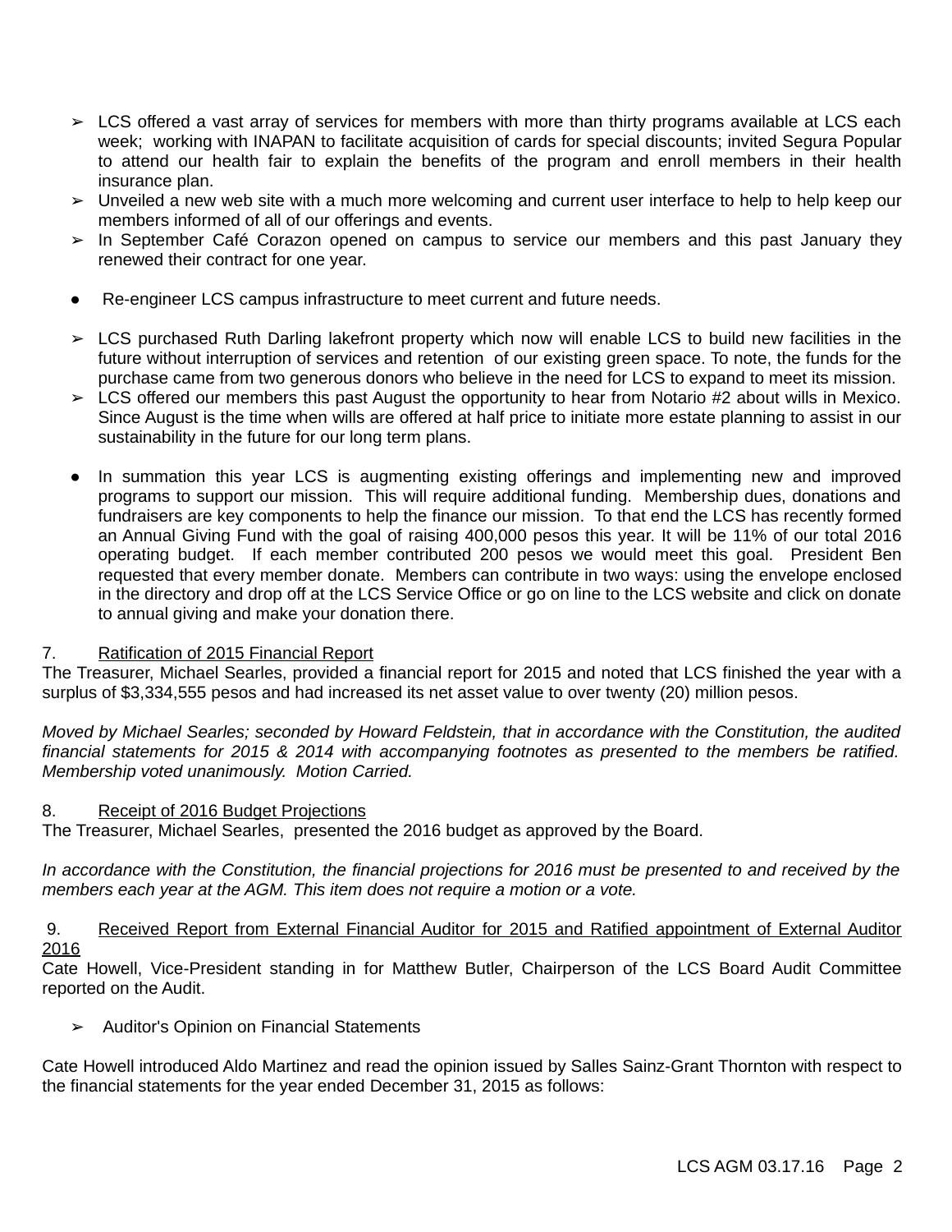- LCS offered a vast array of services for members with more than thirty programs available at LCS each week; working with INAPAN to facilitate acquisition of cards for special discounts; invited Segura Popular to attend our health fair to explain the benefits of the program and enroll members in their health insurance plan.
- Unveiled a new web site with a much more welcoming and current user interface to help to help keep our members informed of all of our offerings and events.
- In September Café Corazon opened on campus to service our members and this past January they renewed their contract for one year.

- Re-engineer LCS campus infrastructure to meet current and future needs.

- LCS purchased Ruth Darling lakefront property which now will enable LCS to build new facilities in the future without interruption of services and retention of our existing green space. To note, the funds for the purchase came from two generous donors who believe in the need for LCS to expand to meet its mission.
- LCS offered our members this past August the opportunity to hear from Notario #2 about wills in Mexico. Since August is the time when wills are offered at half price to initiate more estate planning to assist in our sustainability in the future for our long term plans.

- In summation this year LCS is augmenting existing offerings and implementing new and improved programs to support our mission. This will require additional funding. Membership dues, donations and fundraisers are key components to help the finance our mission. To that end the LCS has recently formed an Annual Giving Fund with the goal of raising 400,000 pesos this year. It will be 11% of our total 2016 operating budget. If each member contributed 200 pesos we would meet this goal. President Ben requested that every member donate. Members can contribute in two ways: using the envelope enclosed in the directory and drop off at the LCS Service Office or go on line to the LCS website and click on donate to annual giving and make your donation there.

7. Ratification of 2015 Financial Report

The Treasurer, Michael Searles, provided a financial report for 2015 and noted that LCS finished the year with a surplus of $3,334,555 pesos and had increased its net asset value to over twenty (20) million pesos.

*Moved by Michael Searles; seconded by Howard Feldstein, that in accordance with the Constitution, the audited financial statements for 2015 & 2014 with accompanying footnotes as presented to the members be ratified. Membership voted unanimously. Motion Carried.*

8. Receipt of 2016 Budget Projections

The Treasurer, Michael Searles, presented the 2016 budget as approved by the Board.

*In accordance with the Constitution, the financial projections for 2016 must be presented to and received by the members each year at the AGM. This item does not require a motion or a vote.*

9. Received Report from External Financial Auditor for 2015 and Ratified appointment of External Auditor 2016

Cate Howell, Vice-President standing in for Matthew Butler, Chairperson of the LCS Board Audit Committee reported on the Audit.

- Auditor's Opinion on Financial Statements

Cate Howell introduced Aldo Martinez and read the opinion issued by Salles Sainz-Grant Thornton with respect to the financial statements for the year ended December 31, 2015 as follows: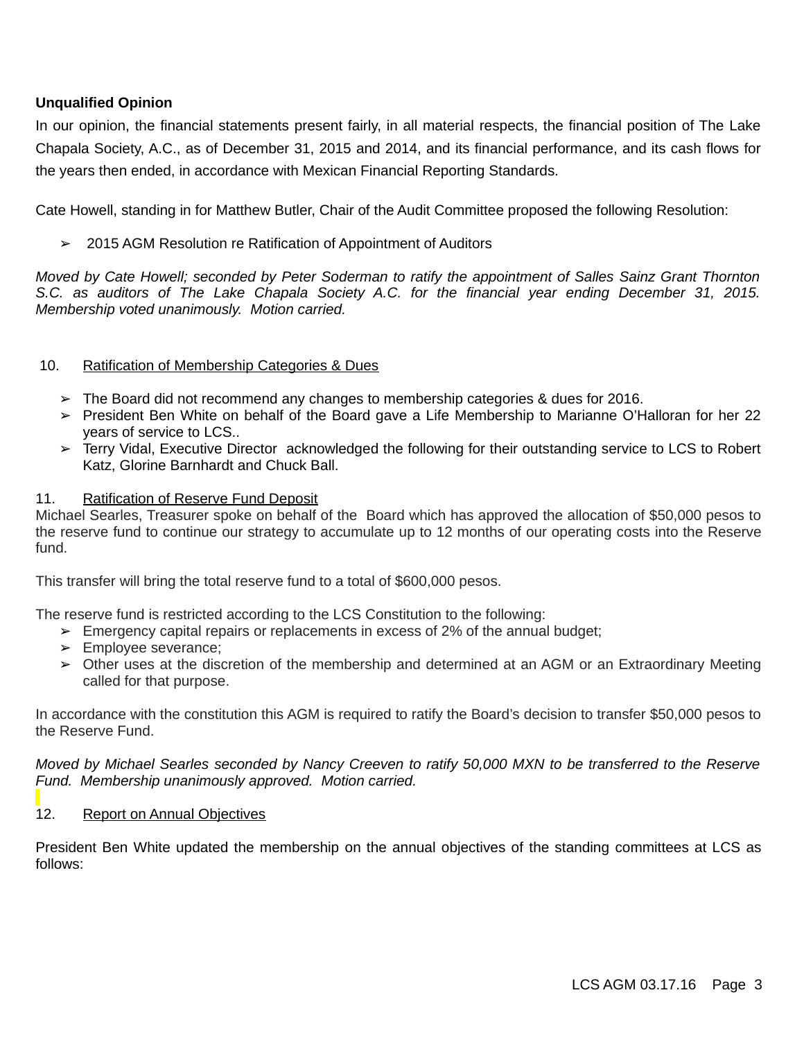**Unqualified Opinion**

In our opinion, the financial statements present fairly, in all material respects, the financial position of The Lake Chapala Society, A.C., as of December 31, 2015 and 2014, and its financial performance, and its cash flows for the years then ended, in accordance with Mexican Financial Reporting Standards.

Cate Howell, standing in for Matthew Butler, Chair of the Audit Committee proposed the following Resolution:

- 2015 AGM Resolution re Ratification of Appointment of Auditors

*Moved by Cate Howell; seconded by Peter Soderman to ratify the appointment of Salles Sainz Grant Thornton S.C. as auditors of The Lake Chapala Society A.C. for the financial year ending December 31, 2015. Membership voted unanimously. Motion carried.*

10. Ratification of Membership Categories & Dues

- The Board did not recommend any changes to membership categories & dues for 2016.
- President Ben White on behalf of the Board gave a Life Membership to Marianne O'Halloran for her 22 years of service to LCS..
- Terry Vidal, Executive Director acknowledged the following for their outstanding service to LCS to Robert Katz, Glorine Barnhardt and Chuck Ball.

11. Ratification of Reserve Fund Deposit

Michael Searles, Treasurer spoke on behalf of the Board which has approved the allocation of $50,000 pesos to the reserve fund to continue our strategy to accumulate up to 12 months of our operating costs into the Reserve fund.

This transfer will bring the total reserve fund to a total of $600,000 pesos.

The reserve fund is restricted according to the LCS Constitution to the following:

- Emergency capital repairs or replacements in excess of 2% of the annual budget;
- Employee severance;
- Other uses at the discretion of the membership and determined at an AGM or an Extraordinary Meeting called for that purpose.

In accordance with the constitution this AGM is required to ratify the Board's decision to transfer $50,000 pesos to the Reserve Fund.

*Moved by Michael Searles seconded by Nancy Creeven to ratify 50,000 MXN to be transferred to the Reserve Fund. Membership unanimously approved. Motion carried.*

12. Report on Annual Objectives

President Ben White updated the membership on the annual objectives of the standing committees at LCS as follows: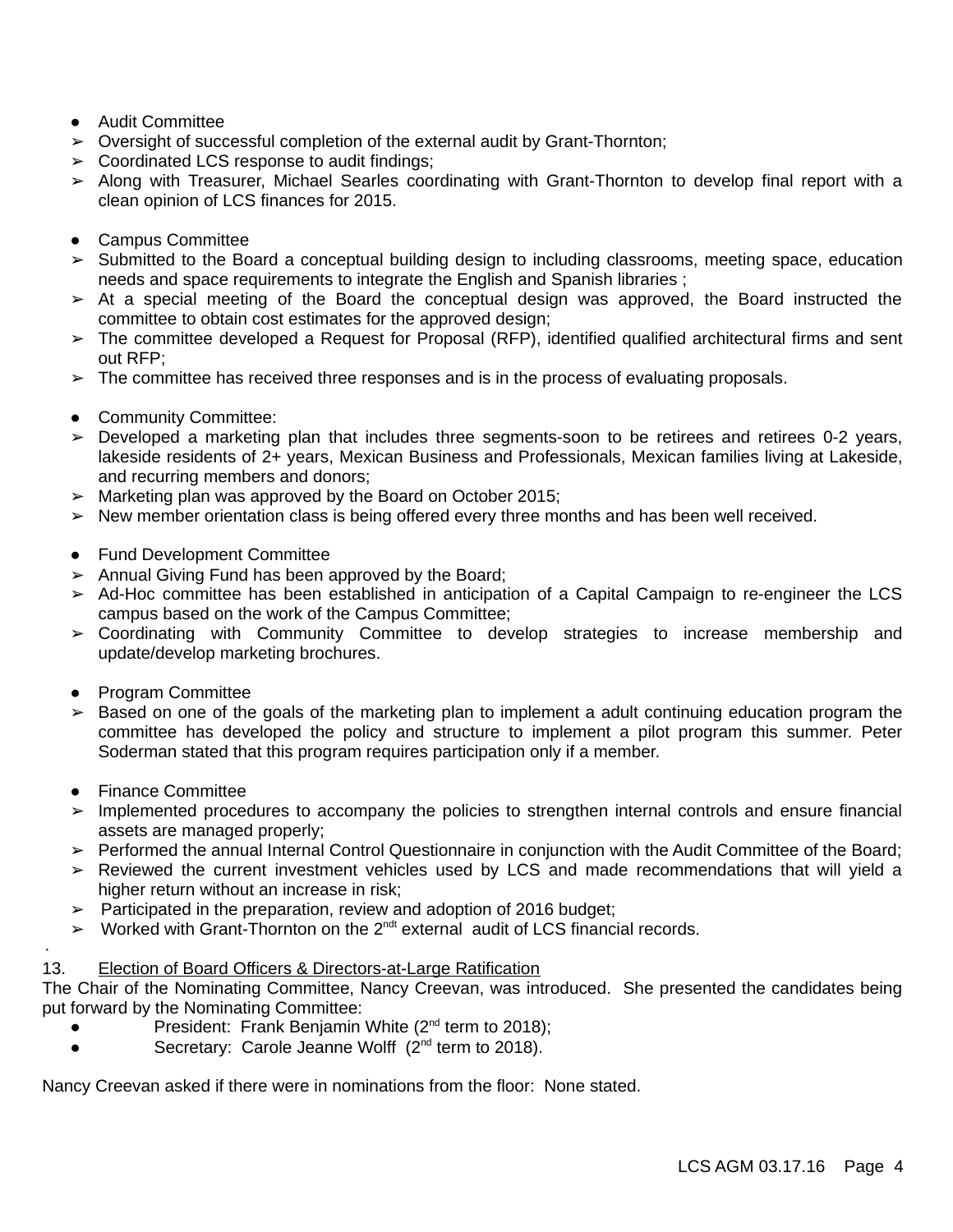- Audit Committee
  - ➢ Oversight of successful completion of the external audit by Grant-Thornton;
  - ➢ Coordinated LCS response to audit findings;
  - ➢ Along with Treasurer, Michael Searles coordinating with Grant-Thornton to develop final report with a clean opinion of LCS finances for 2015.

- Campus Committee
  - ➢ Submitted to the Board a conceptual building design to including classrooms, meeting space, education needs and space requirements to integrate the English and Spanish libraries ;
  - ➢ At a special meeting of the Board the conceptual design was approved, the Board instructed the committee to obtain cost estimates for the approved design;
  - ➢ The committee developed a Request for Proposal (RFP), identified qualified architectural firms and sent out RFP;
  - ➢ The committee has received three responses and is in the process of evaluating proposals.

- Community Committee:
  - ➢ Developed a marketing plan that includes three segments-soon to be retirees and retirees 0-2 years, lakeside residents of 2+ years, Mexican Business and Professionals, Mexican families living at Lakeside, and recurring members and donors;
  - ➢ Marketing plan was approved by the Board on October 2015;
  - ➢ New member orientation class is being offered every three months and has been well received.

- Fund Development Committee
  - ➢ Annual Giving Fund has been approved by the Board;
  - ➢ Ad-Hoc committee has been established in anticipation of a Capital Campaign to re-engineer the LCS campus based on the work of the Campus Committee;
  - ➢ Coordinating with Community Committee to develop strategies to increase membership and update/develop marketing brochures.

- Program Committee
  - ➢ Based on one of the goals of the marketing plan to implement a adult continuing education program the committee has developed the policy and structure to implement a pilot program this summer. Peter Soderman stated that this program requires participation only if a member.

- Finance Committee
  - ➢ Implemented procedures to accompany the policies to strengthen internal controls and ensure financial assets are managed properly;
  - ➢ Performed the annual Internal Control Questionnaire in conjunction with the Audit Committee of the Board;
  - ➢ Reviewed the current investment vehicles used by LCS and made recommendations that will yield a higher return without an increase in risk;
  - ➢ Participated in the preparation, review and adoption of 2016 budget;
  - ➢ Worked with Grant-Thornton on the 2ndt external audit of LCS financial records.

13. Election of Board Officers & Directors-at-Large Ratification

The Chair of the Nominating Committee, Nancy Creevan, was introduced. She presented the candidates being put forward by the Nominating Committee:

- President: Frank Benjamin White (2nd term to 2018);
- Secretary: Carole Jeanne Wolff (2nd term to 2018).

Nancy Creevan asked if there were in nominations from the floor: None stated.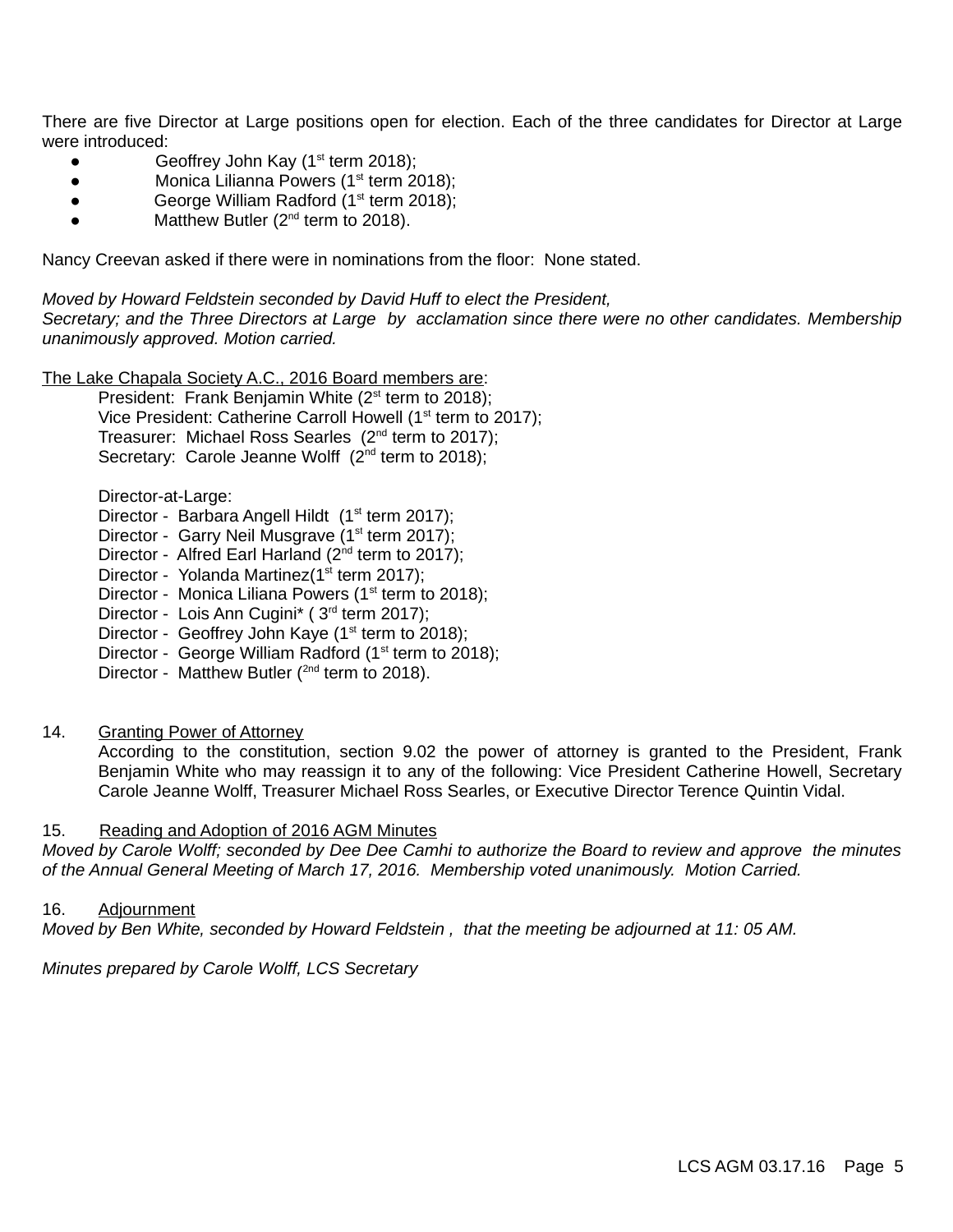There are five Director at Large positions open for election. Each of the three candidates for Director at Large were introduced:

- Geoffrey John Kay (1st term 2018);
- Monica Lilianna Powers (1st term 2018);
- George William Radford (1st term 2018);
- Matthew Butler (2nd term to 2018).

Nancy Creevan asked if there were in nominations from the floor: None stated.

*Moved by Howard Feldstein seconded by David Huff to elect the President, Secretary; and the Three Directors at Large by acclamation since there were no other candidates. Membership unanimously approved. Motion carried.*

The Lake Chapala Society A.C., 2016 Board members are:

President: Frank Benjamin White (2st term to 2018);
Vice President: Catherine Carroll Howell (1st term to 2017);
Treasurer: Michael Ross Searles (2nd term to 2017);
Secretary: Carole Jeanne Wolff (2nd term to 2018);

Director-at-Large:
Director - Barbara Angell Hildt (1st term 2017);
Director - Garry Neil Musgrave (1st term 2017);
Director - Alfred Earl Harland (2nd term to 2017);
Director - Yolanda Martinez(1st term 2017);
Director - Monica Liliana Powers (1st term to 2018);
Director - Lois Ann Cugini* ( 3rd term 2017);
Director - Geoffrey John Kaye (1st term to 2018);
Director - George William Radford (1st term to 2018);
Director - Matthew Butler (2nd term to 2018).

14. Granting Power of Attorney

According to the constitution, section 9.02 the power of attorney is granted to the President, Frank Benjamin White who may reassign it to any of the following: Vice President Catherine Howell, Secretary Carole Jeanne Wolff, Treasurer Michael Ross Searles, or Executive Director Terence Quintin Vidal.

15. Reading and Adoption of 2016 AGM Minutes

*Moved by Carole Wolff; seconded by Dee Dee Camhi to authorize the Board to review and approve the minutes of the Annual General Meeting of March 17, 2016. Membership voted unanimously. Motion Carried.*

16. Adjournment

*Moved by Ben White, seconded by Howard Feldstein , that the meeting be adjourned at 11: 05 AM.*

*Minutes prepared by Carole Wolff, LCS Secretary*